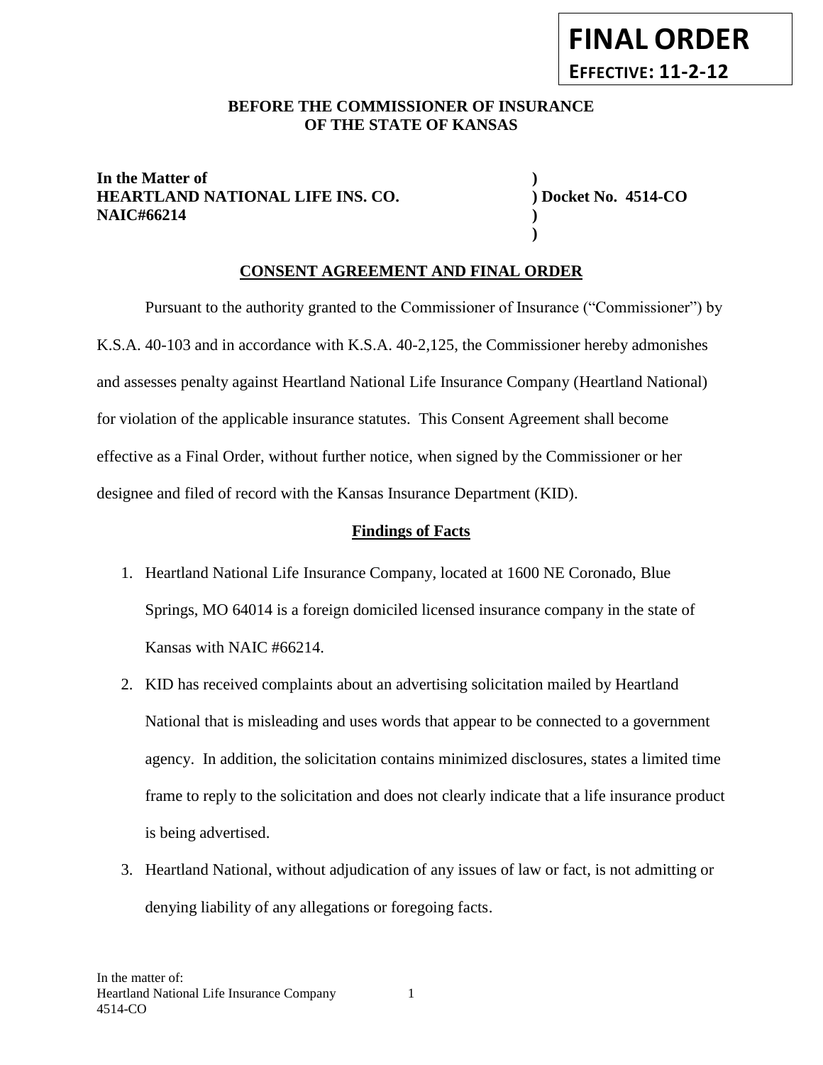**FINAL ORDER**

**EFFECTIVE: 11-2-12**

**BEFORE THE COMMISSIONER OF INSURANCE OF THE STATE OF KANSAS**

**In the Matter of**
**HEARTLAND NATIONAL LIFE INS. CO.**
**NAIC#66214**

**) Docket No. 4514-CO**

## CONSENT AGREEMENT AND FINAL ORDER

Pursuant to the authority granted to the Commissioner of Insurance ("Commissioner") by K.S.A. 40-103 and in accordance with K.S.A. 40-2,125, the Commissioner hereby admonishes and assesses penalty against Heartland National Life Insurance Company (Heartland National) for violation of the applicable insurance statutes. This Consent Agreement shall become effective as a Final Order, without further notice, when signed by the Commissioner or her designee and filed of record with the Kansas Insurance Department (KID).

### Findings of Facts

1. Heartland National Life Insurance Company, located at 1600 NE Coronado, Blue Springs, MO 64014 is a foreign domiciled licensed insurance company in the state of Kansas with NAIC #66214.
2. KID has received complaints about an advertising solicitation mailed by Heartland National that is misleading and uses words that appear to be connected to a government agency. In addition, the solicitation contains minimized disclosures, states a limited time frame to reply to the solicitation and does not clearly indicate that a life insurance product is being advertised.
3. Heartland National, without adjudication of any issues of law or fact, is not admitting or denying liability of any allegations or foregoing facts.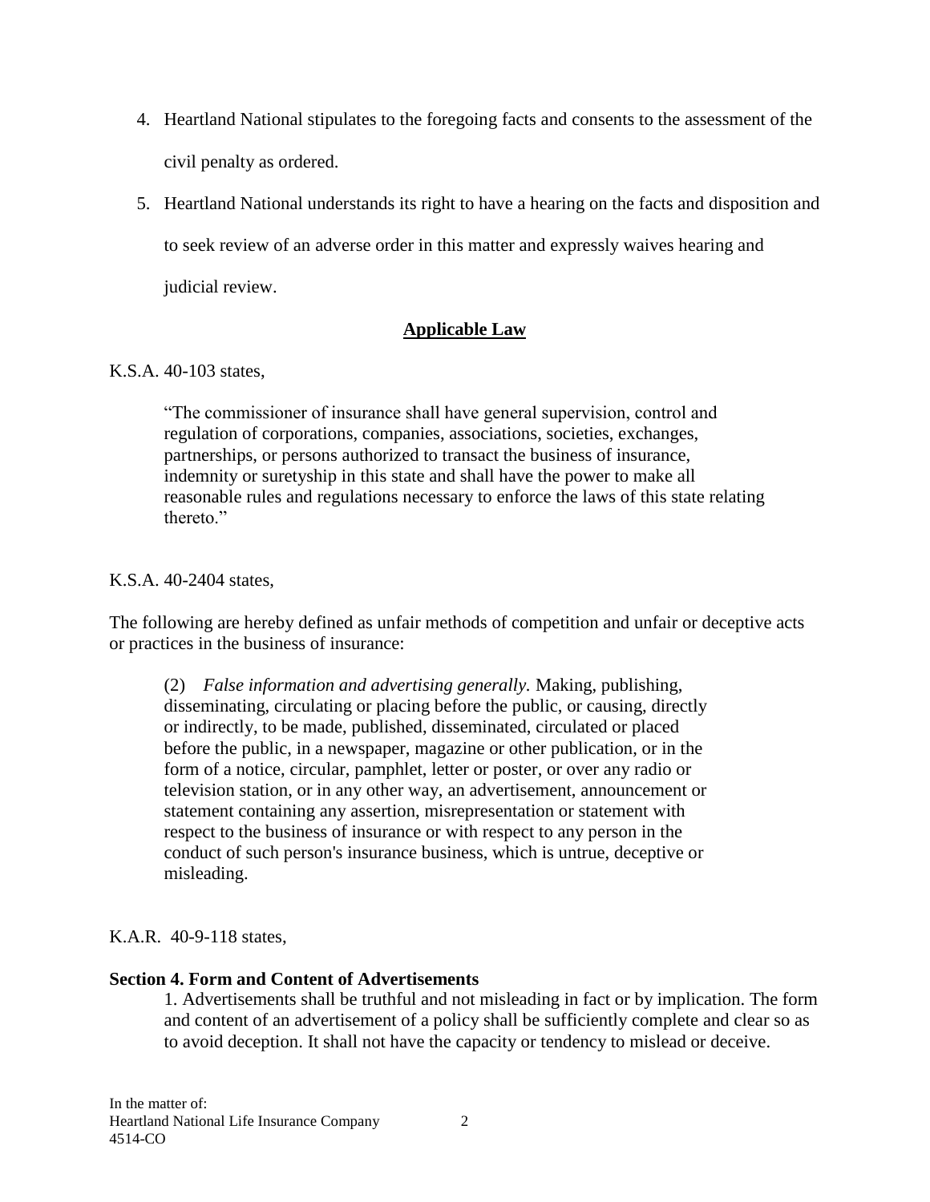4. Heartland National stipulates to the foregoing facts and consents to the assessment of the civil penalty as ordered.
5. Heartland National understands its right to have a hearing on the facts and disposition and to seek review of an adverse order in this matter and expressly waives hearing and judicial review.

## Applicable Law

K.S.A. 40-103 states,

> "The commissioner of insurance shall have general supervision, control and regulation of corporations, companies, associations, societies, exchanges, partnerships, or persons authorized to transact the business of insurance, indemnity or suretyship in this state and shall have the power to make all reasonable rules and regulations necessary to enforce the laws of this state relating thereto."

K.S.A. 40-2404 states,

The following are hereby defined as unfair methods of competition and unfair or deceptive acts or practices in the business of insurance:

> (2) *False information and advertising generally.* Making, publishing, disseminating, circulating or placing before the public, or causing, directly or indirectly, to be made, published, disseminated, circulated or placed before the public, in a newspaper, magazine or other publication, or in the form of a notice, circular, pamphlet, letter or poster, or over any radio or television station, or in any other way, an advertisement, announcement or statement containing any assertion, misrepresentation or statement with respect to the business of insurance or with respect to any person in the conduct of such person's insurance business, which is untrue, deceptive or misleading.

K.A.R. 40-9-118 states,

**Section 4. Form and Content of Advertisements**

> 1. Advertisements shall be truthful and not misleading in fact or by implication. The form and content of an advertisement of a policy shall be sufficiently complete and clear so as to avoid deception. It shall not have the capacity or tendency to mislead or deceive.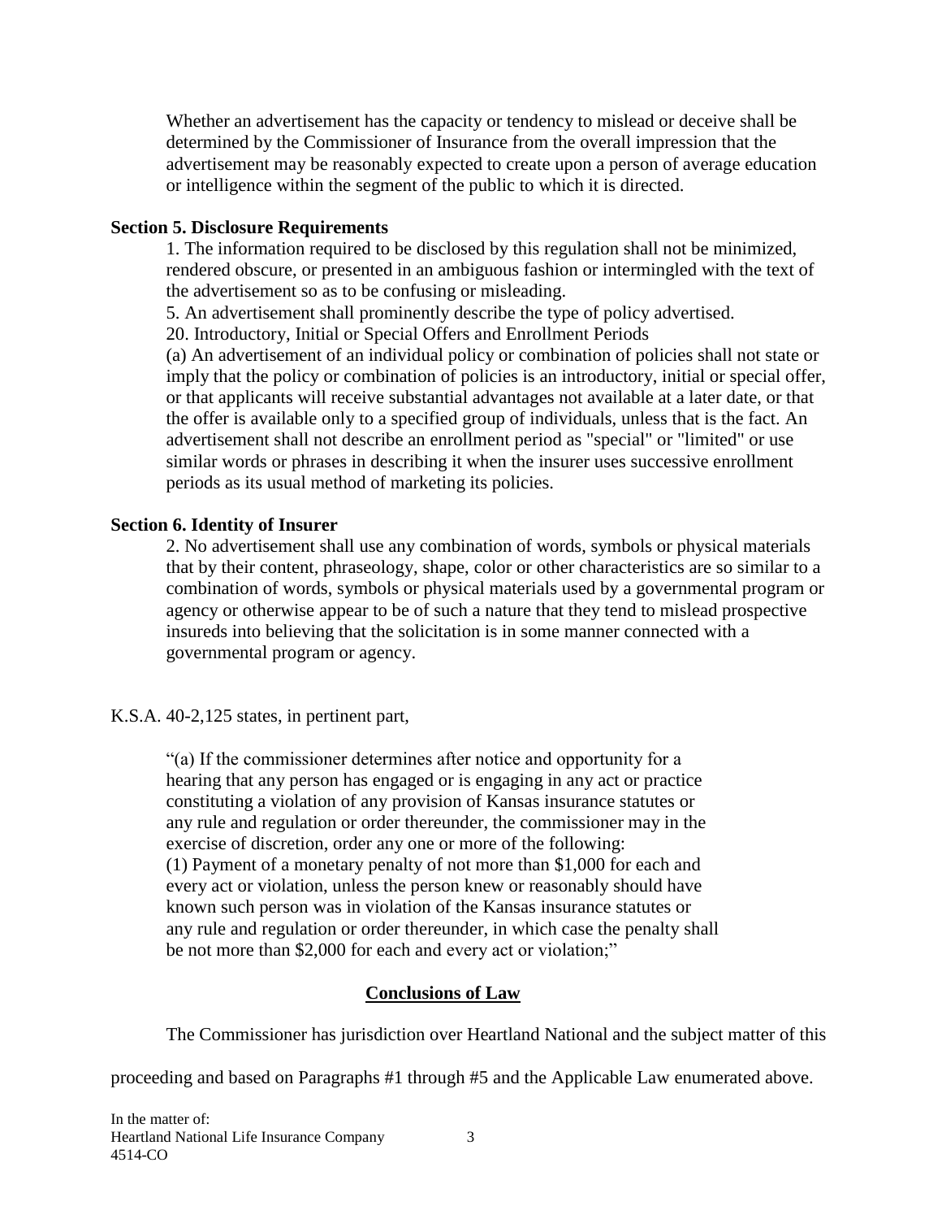Whether an advertisement has the capacity or tendency to mislead or deceive shall be determined by the Commissioner of Insurance from the overall impression that the advertisement may be reasonably expected to create upon a person of average education or intelligence within the segment of the public to which it is directed.

**Section 5. Disclosure Requirements**

1. The information required to be disclosed by this regulation shall not be minimized, rendered obscure, or presented in an ambiguous fashion or intermingled with the text of the advertisement so as to be confusing or misleading.

5. An advertisement shall prominently describe the type of policy advertised.

20. Introductory, Initial or Special Offers and Enrollment Periods

(a) An advertisement of an individual policy or combination of policies shall not state or imply that the policy or combination of policies is an introductory, initial or special offer, or that applicants will receive substantial advantages not available at a later date, or that the offer is available only to a specified group of individuals, unless that is the fact. An advertisement shall not describe an enrollment period as "special" or "limited" or use similar words or phrases in describing it when the insurer uses successive enrollment periods as its usual method of marketing its policies.

**Section 6. Identity of Insurer**

2. No advertisement shall use any combination of words, symbols or physical materials that by their content, phraseology, shape, color or other characteristics are so similar to a combination of words, symbols or physical materials used by a governmental program or agency or otherwise appear to be of such a nature that they tend to mislead prospective insureds into believing that the solicitation is in some manner connected with a governmental program or agency.

K.S.A. 40-2,125 states, in pertinent part,

> "(a) If the commissioner determines after notice and opportunity for a hearing that any person has engaged or is engaging in any act or practice constituting a violation of any provision of Kansas insurance statutes or any rule and regulation or order thereunder, the commissioner may in the exercise of discretion, order any one or more of the following:
> (1) Payment of a monetary penalty of not more than $1,000 for each and every act or violation, unless the person knew or reasonably should have known such person was in violation of the Kansas insurance statutes or any rule and regulation or order thereunder, in which case the penalty shall be not more than $2,000 for each and every act or violation;"

## Conclusions of Law

The Commissioner has jurisdiction over Heartland National and the subject matter of this proceeding and based on Paragraphs #1 through #5 and the Applicable Law enumerated above.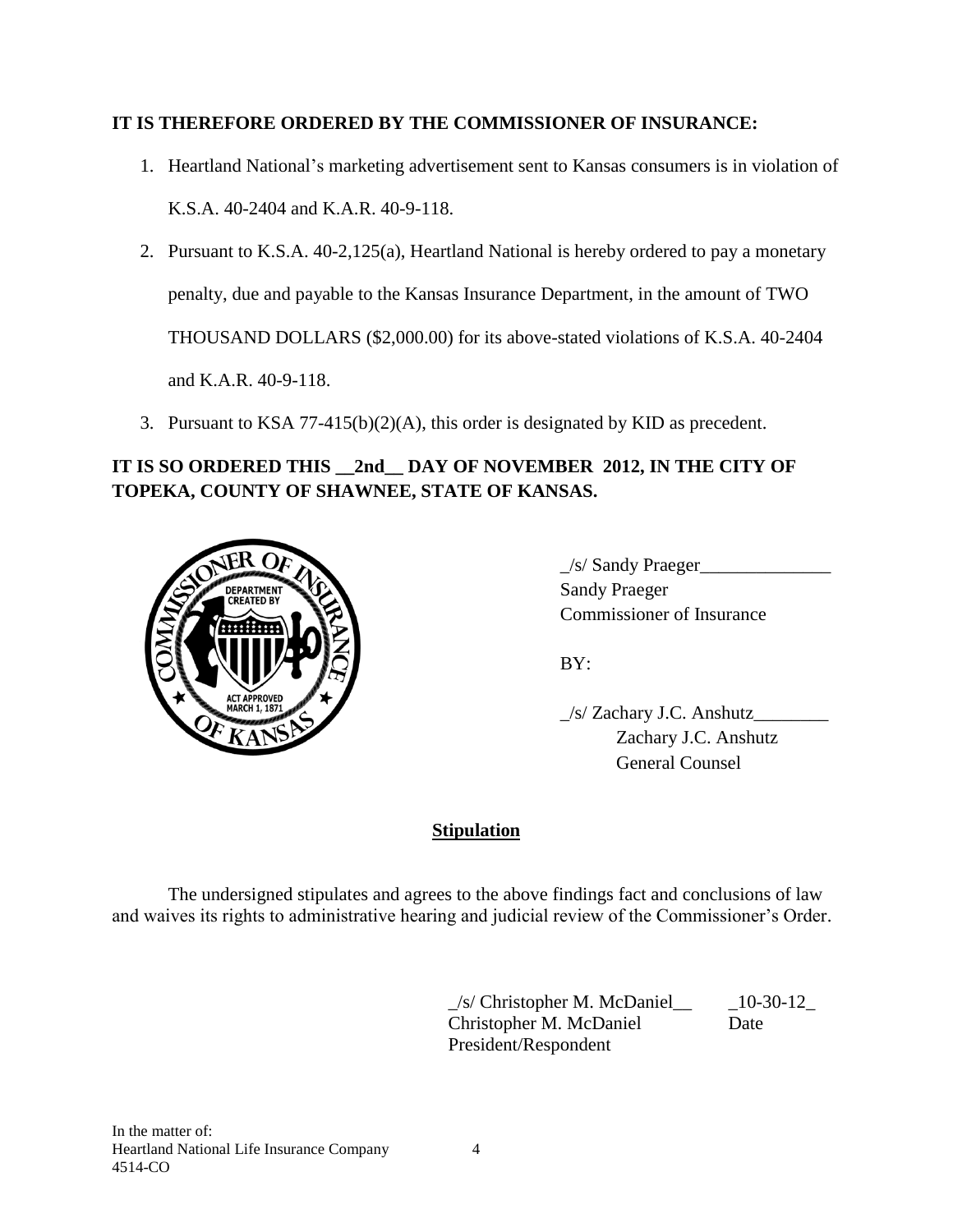**IT IS THEREFORE ORDERED BY THE COMMISSIONER OF INSURANCE:**

1. Heartland National's marketing advertisement sent to Kansas consumers is in violation of K.S.A. 40-2404 and K.A.R. 40-9-118.
2. Pursuant to K.S.A. 40-2,125(a), Heartland National is hereby ordered to pay a monetary penalty, due and payable to the Kansas Insurance Department, in the amount of TWO THOUSAND DOLLARS ($2,000.00) for its above-stated violations of K.S.A. 40-2404 and K.A.R. 40-9-118.
3. Pursuant to KSA 77-415(b)(2)(A), this order is designated by KID as precedent.

**IT IS SO ORDERED THIS __2nd__ DAY OF NOVEMBER 2012, IN THE CITY OF TOPEKA, COUNTY OF SHAWNEE, STATE OF KANSAS.**

_/s/ Sandy Praeger______________
Sandy Praeger
Commissioner of Insurance

BY:

_/s/ Zachary J.C. Anshutz________
Zachary J.C. Anshutz
General Counsel

## Stipulation

The undersigned stipulates and agrees to the above findings fact and conclusions of law and waives its rights to administrative hearing and judicial review of the Commissioner's Order.

_/s/ Christopher M. McDaniel__ _10-30-12_
Christopher M. McDaniel Date
President/Respondent

In the matter of:
Heartland National Life Insurance Company
4514-CO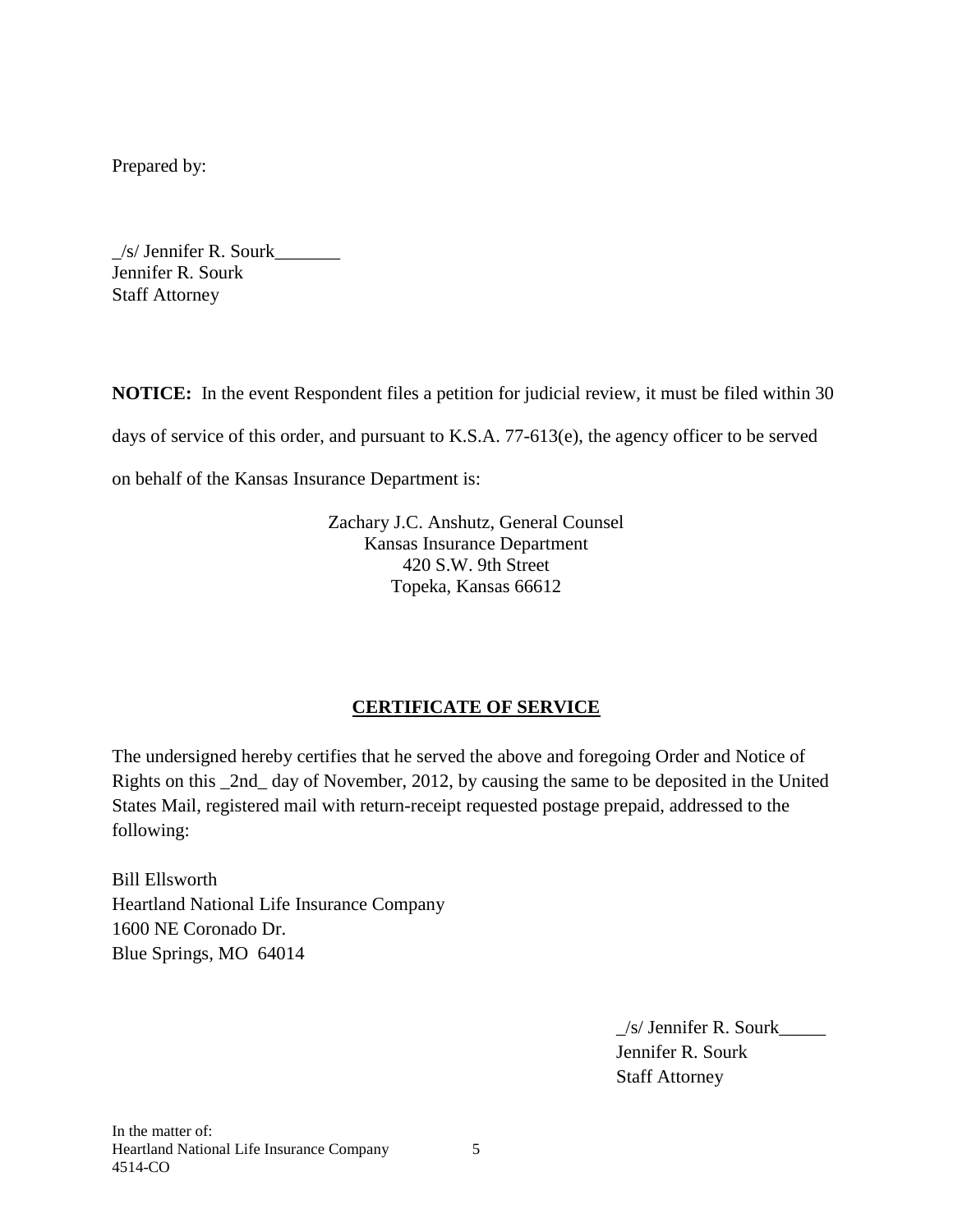Prepared by:

_/s/ Jennifer R. Sourk_______
Jennifer R. Sourk
Staff Attorney

**NOTICE:** In the event Respondent files a petition for judicial review, it must be filed within 30 days of service of this order, and pursuant to K.S.A. 77-613(e), the agency officer to be served on behalf of the Kansas Insurance Department is:

Zachary J.C. Anshutz, General Counsel
Kansas Insurance Department
420 S.W. 9th Street
Topeka, Kansas 66612

## CERTIFICATE OF SERVICE

The undersigned hereby certifies that he served the above and foregoing Order and Notice of Rights on this _2nd_ day of November, 2012, by causing the same to be deposited in the United States Mail, registered mail with return-receipt requested postage prepaid, addressed to the following:

Bill Ellsworth
Heartland National Life Insurance Company
1600 NE Coronado Dr.
Blue Springs, MO 64014

_/s/ Jennifer R. Sourk_____
Jennifer R. Sourk
Staff Attorney

In the matter of:
Heartland National Life Insurance Company
4514-CO